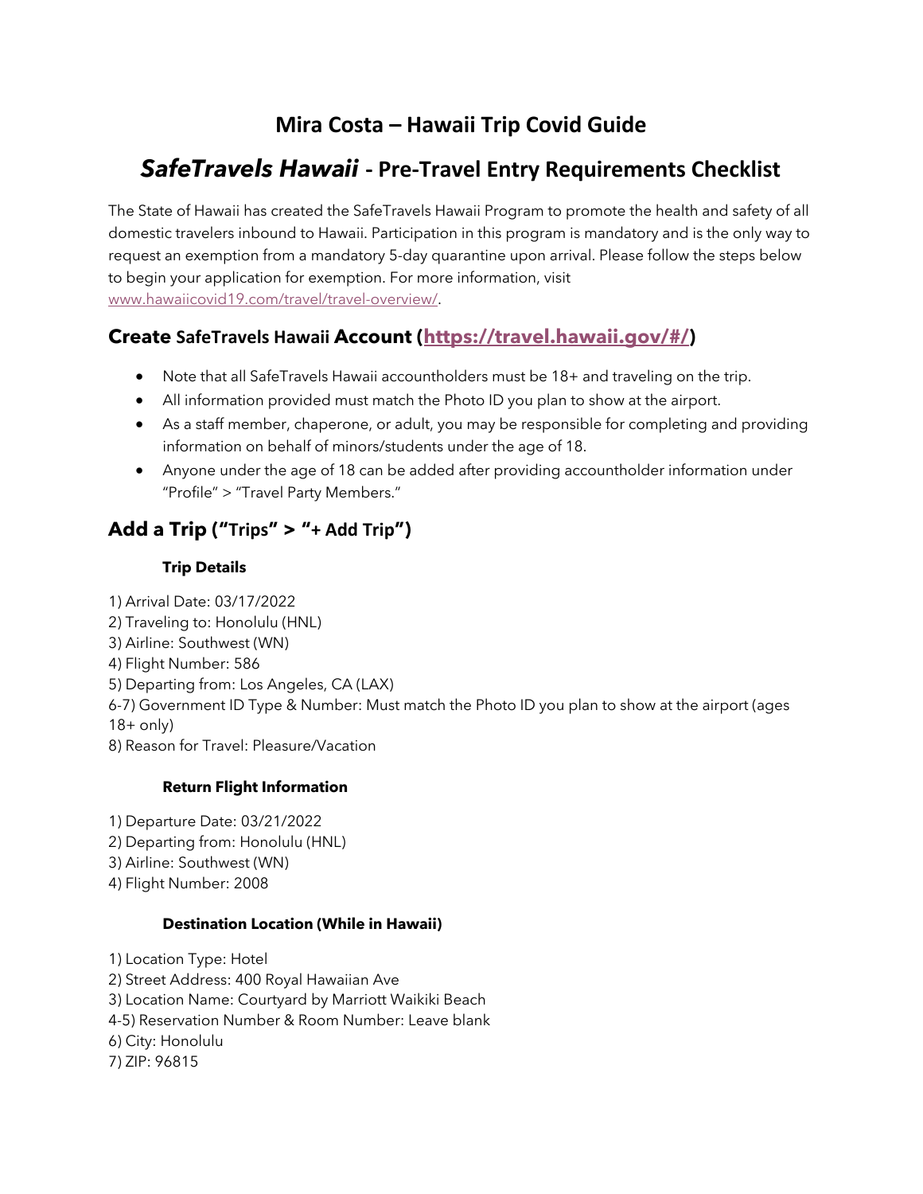# Mira Costa – Hawaii Trip Covid Guide

# *SafeTravels Hawaii* - Pre-Travel Entry Requirements Checklist

The State of Hawaii has created the SafeTravels Hawaii Program to promote the health and safety of all domestic travelers inbound to Hawaii. Participation in this program is mandatory and is the only way to request an exemption from a mandatory 5-day quarantine upon arrival. Please follow the steps below to begin your application for exemption. For more information, visit [www.hawaiicovid19.com/travel/travel-overview/](www.hawaiicovid19.com/travel/travel-overview/).

## Create SafeTravels Hawaii Account ([https://travel.hawaii.gov/#/](https://travel.hawaii.gov/#/))

- Note that all SafeTravels Hawaii accountholders must be 18+ and traveling on the trip.
- All information provided must match the Photo ID you plan to show at the airport.
- As a staff member, chaperone, or adult, you may be responsible for completing and providing information on behalf of minors/students under the age of 18.
- Anyone under the age of 18 can be added after providing accountholder information under "Profile" > "Travel Party Members."

## Add a Trip ("Trips" > "+ Add Trip")

### Trip Details

1) Arrival Date: 03/17/2022
2) Traveling to: Honolulu (HNL)
3) Airline: Southwest (WN)
4) Flight Number: 586
5) Departing from: Los Angeles, CA (LAX)
6-7) Government ID Type & Number: Must match the Photo ID you plan to show at the airport (ages 18+ only)
8) Reason for Travel: Pleasure/Vacation

### Return Flight Information

1) Departure Date: 03/21/2022
2) Departing from: Honolulu (HNL)
3) Airline: Southwest (WN)
4) Flight Number: 2008

### Destination Location (While in Hawaii)

1) Location Type: Hotel
2) Street Address: 400 Royal Hawaiian Ave
3) Location Name: Courtyard by Marriott Waikiki Beach
4-5) Reservation Number & Room Number: Leave blank
6) City: Honolulu
7) ZIP: 96815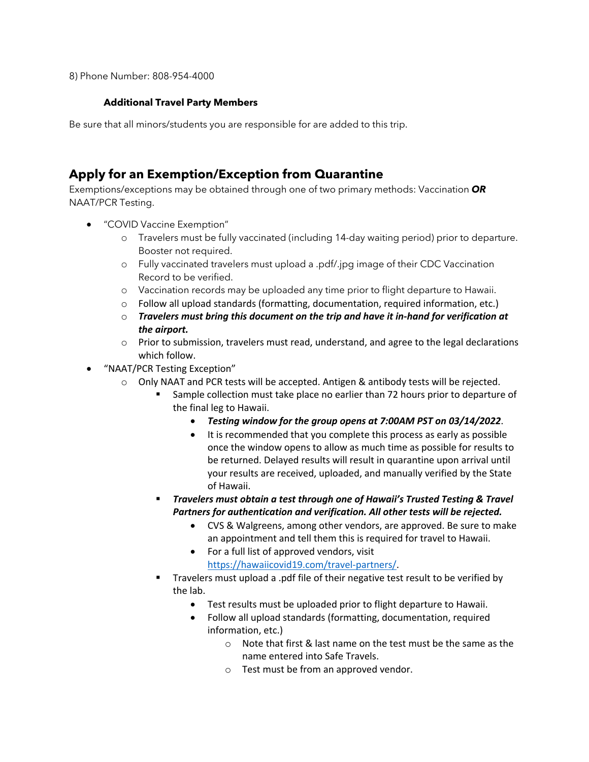8) Phone Number: 808-954-4000

**Additional Travel Party Members**

Be sure that all minors/students you are responsible for are added to this trip.

## Apply for an Exemption/Exception from Quarantine

Exemptions/exceptions may be obtained through one of two primary methods: Vaccination ***OR*** NAAT/PCR Testing.

- "COVID Vaccine Exemption"
  - Travelers must be fully vaccinated (including 14-day waiting period) prior to departure. Booster not required.
  - Fully vaccinated travelers must upload a .pdf/.jpg image of their CDC Vaccination Record to be verified.
  - Vaccination records may be uploaded any time prior to flight departure to Hawaii.
  - Follow all upload standards (formatting, documentation, required information, etc.)
  - ***Travelers must bring this document on the trip and have it in-hand for verification at the airport.***
  - Prior to submission, travelers must read, understand, and agree to the legal declarations which follow.
- "NAAT/PCR Testing Exception"
  - Only NAAT and PCR tests will be accepted. Antigen & antibody tests will be rejected.
    - Sample collection must take place no earlier than 72 hours prior to departure of the final leg to Hawaii.
      - ***Testing window for the group opens at 7:00AM PST on 03/14/2022***.
      - It is recommended that you complete this process as early as possible once the window opens to allow as much time as possible for results to be returned. Delayed results will result in quarantine upon arrival until your results are received, uploaded, and manually verified by the State of Hawaii.
    - ***Travelers must obtain a test through one of Hawaii's Trusted Testing & Travel Partners for authentication and verification. All other tests will be rejected.***
      - CVS & Walgreens, among other vendors, are approved. Be sure to make an appointment and tell them this is required for travel to Hawaii.
      - For a full list of approved vendors, visit [https://hawaiicovid19.com/travel-partners/](https://hawaiicovid19.com/travel-partners/).
    - Travelers must upload a .pdf file of their negative test result to be verified by the lab.
      - Test results must be uploaded prior to flight departure to Hawaii.
      - Follow all upload standards (formatting, documentation, required information, etc.)
        - Note that first & last name on the test must be the same as the name entered into Safe Travels.
        - Test must be from an approved vendor.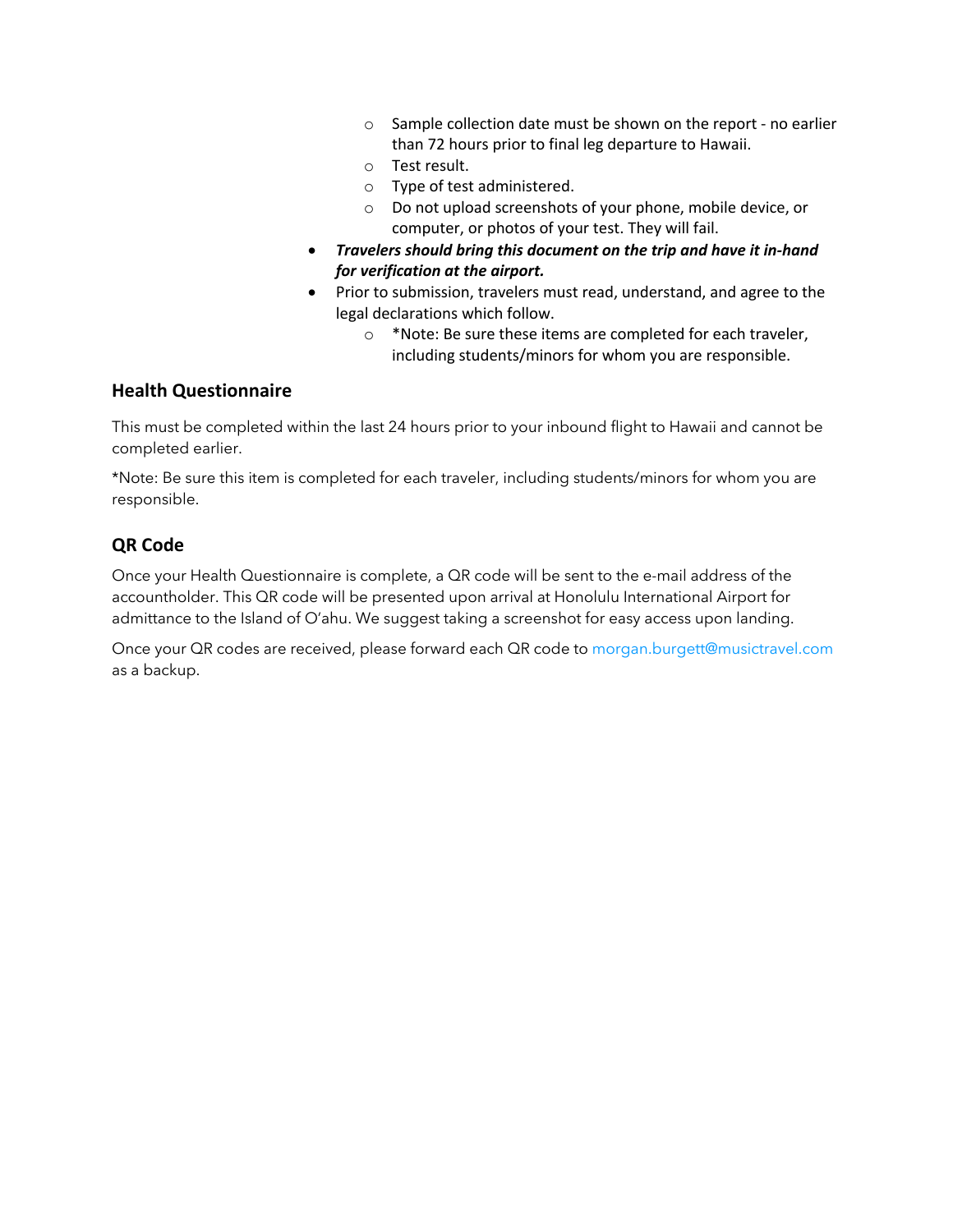- Sample collection date must be shown on the report - no earlier than 72 hours prior to final leg departure to Hawaii.
  - Test result.
  - Type of test administered.
  - Do not upload screenshots of your phone, mobile device, or computer, or photos of your test. They will fail.
- ***Travelers should bring this document on the trip and have it in-hand for verification at the airport.***
- Prior to submission, travelers must read, understand, and agree to the legal declarations which follow.
  - *Note: Be sure these items are completed for each traveler, including students/minors for whom you are responsible.

## Health Questionnaire

This must be completed within the last 24 hours prior to your inbound flight to Hawaii and cannot be completed earlier.

*Note: Be sure this item is completed for each traveler, including students/minors for whom you are responsible.

## QR Code

Once your Health Questionnaire is complete, a QR code will be sent to the e-mail address of the accountholder. This QR code will be presented upon arrival at Honolulu International Airport for admittance to the Island of O'ahu. We suggest taking a screenshot for easy access upon landing.

Once your QR codes are received, please forward each QR code to morgan.burgett@musictravel.com as a backup.